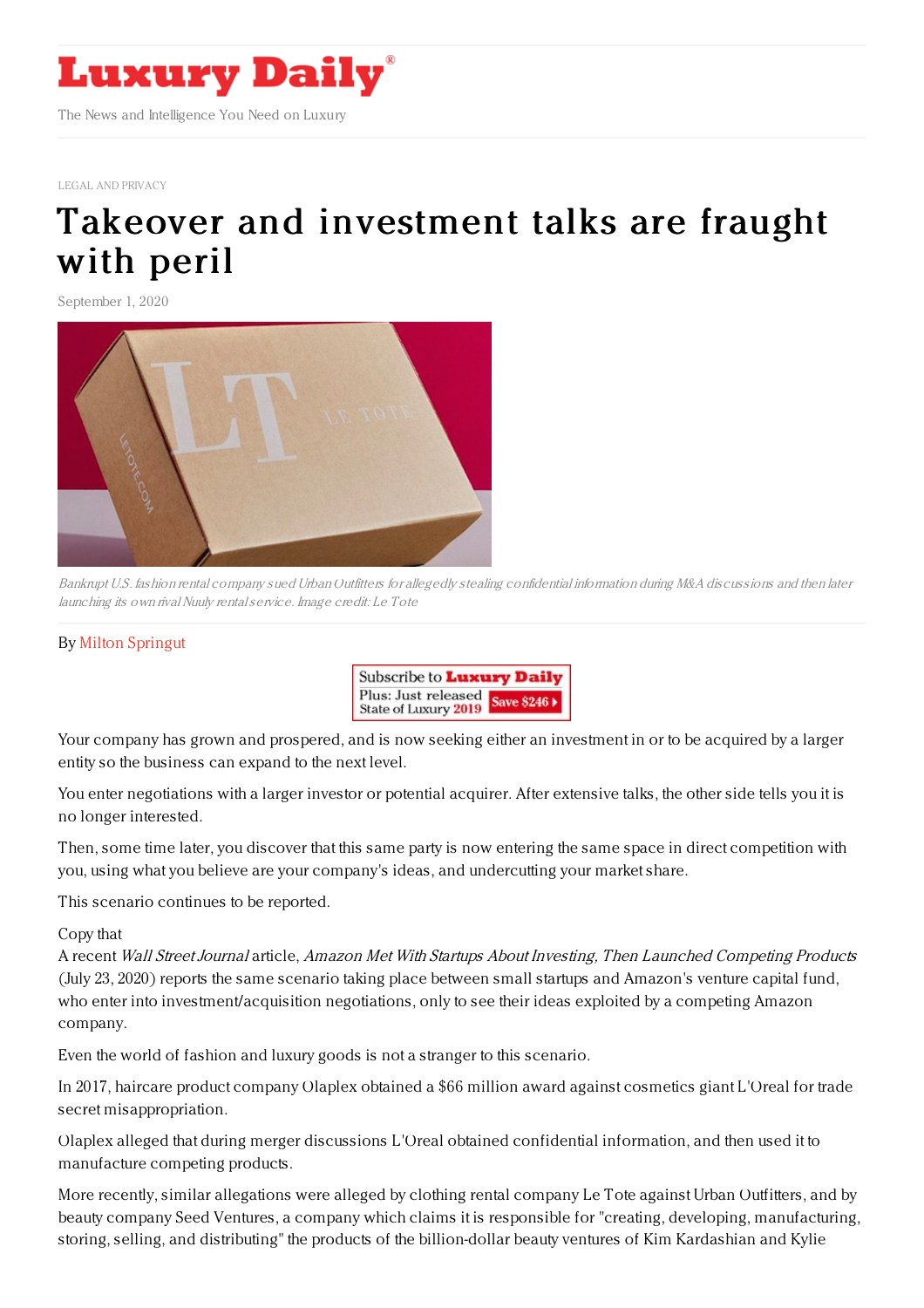# Luxury Daily

The News and Intelligence You Need on Luxury

LEGAL AND PRIVACY

# Takeover and investment talks are fraught with peril

September 1, 2020

*Bankrupt U.S. fashion rental company sued Urban Outfitters for allegedly stealing confidential information during M&A discussions and then later launching its own rival Nuuly rental service. Image credit: Le Tote*

By Milton Springut

Your company has grown and prospered, and is now seeking either an investment in or to be acquired by a larger entity so the business can expand to the next level.

You enter negotiations with a larger investor or potential acquirer. After extensive talks, the other side tells you it is no longer interested.

Then, some time later, you discover that this same party is now entering the same space in direct competition with you, using what you believe are your company's ideas, and undercutting your market share.

This scenario continues to be reported.

Copy that

A recent *Wall Street Journal* article, *Amazon Met With Startups About Investing, Then Launched Competing Products* (July 23, 2020) reports the same scenario taking place between small startups and Amazon's venture capital fund, who enter into investment/acquisition negotiations, only to see their ideas exploited by a competing Amazon company.

Even the world of fashion and luxury goods is not a stranger to this scenario.

In 2017, haircare product company Olaplex obtained a $66 million award against cosmetics giant L'Oreal for trade secret misappropriation.

Olaplex alleged that during merger discussions L'Oreal obtained confidential information, and then used it to manufacture competing products.

More recently, similar allegations were alleged by clothing rental company Le Tote against Urban Outfitters, and by beauty company Seed Ventures, a company which claims it is responsible for "creating, developing, manufacturing, storing, selling, and distributing" the products of the billion-dollar beauty ventures of Kim Kardashian and Kylie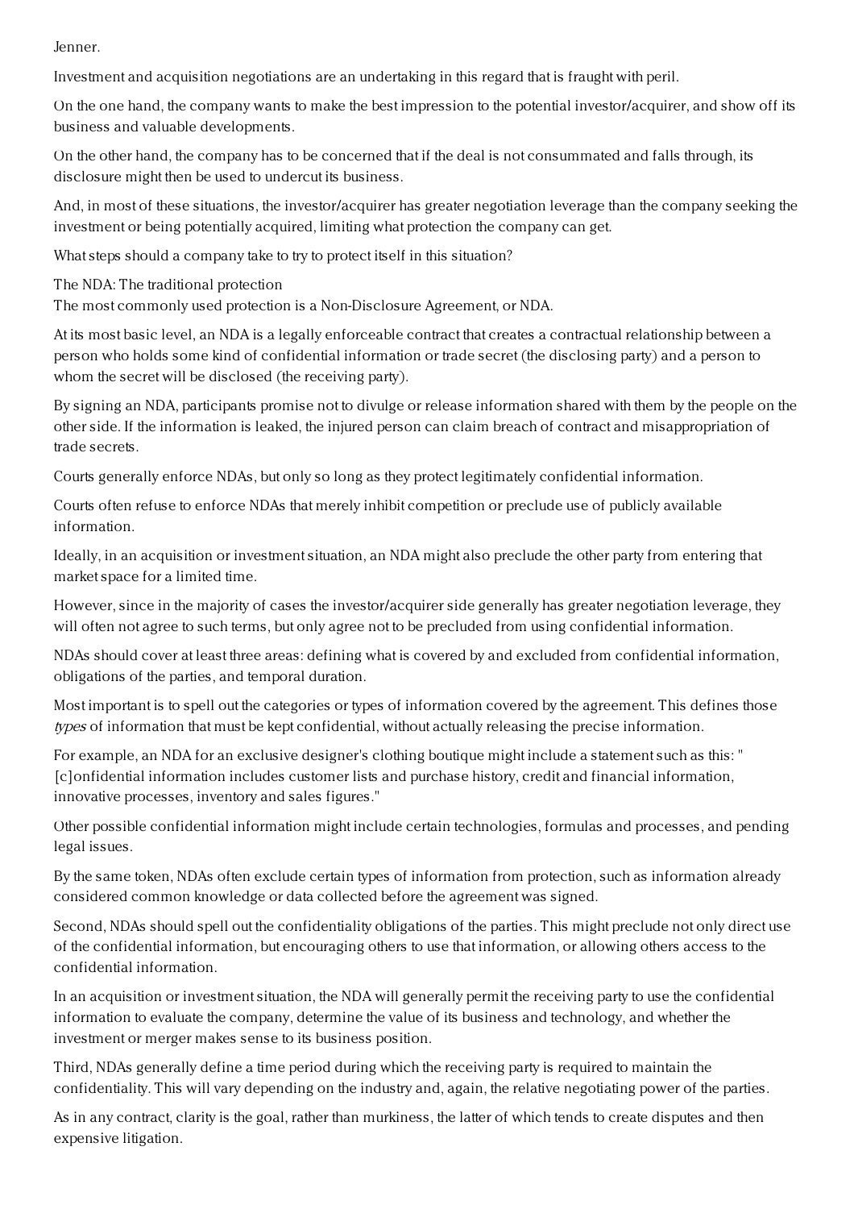Jenner.

Investment and acquisition negotiations are an undertaking in this regard that is fraught with peril.

On the one hand, the company wants to make the best impression to the potential investor/acquirer, and show off its business and valuable developments.

On the other hand, the company has to be concerned that if the deal is not consummated and falls through, its disclosure might then be used to undercut its business.

And, in most of these situations, the investor/acquirer has greater negotiation leverage than the company seeking the investment or being potentially acquired, limiting what protection the company can get.

What steps should a company take to try to protect itself in this situation?

## The NDA: The traditional protection

The most commonly used protection is a Non-Disclosure Agreement, or NDA.

At its most basic level, an NDA is a legally enforceable contract that creates a contractual relationship between a person who holds some kind of confidential information or trade secret (the disclosing party) and a person to whom the secret will be disclosed (the receiving party).

By signing an NDA, participants promise not to divulge or release information shared with them by the people on the other side. If the information is leaked, the injured person can claim breach of contract and misappropriation of trade secrets.

Courts generally enforce NDAs, but only so long as they protect legitimately confidential information.

Courts often refuse to enforce NDAs that merely inhibit competition or preclude use of publicly available information.

Ideally, in an acquisition or investment situation, an NDA might also preclude the other party from entering that market space for a limited time.

However, since in the majority of cases the investor/acquirer side generally has greater negotiation leverage, they will often not agree to such terms, but only agree not to be precluded from using confidential information.

NDAs should cover at least three areas: defining what is covered by and excluded from confidential information, obligations of the parties, and temporal duration.

Most important is to spell out the categories or types of information covered by the agreement. This defines those *types* of information that must be kept confidential, without actually releasing the precise information.

For example, an NDA for an exclusive designer's clothing boutique might include a statement such as this: "[c]onfidential information includes customer lists and purchase history, credit and financial information, innovative processes, inventory and sales figures."

Other possible confidential information might include certain technologies, formulas and processes, and pending legal issues.

By the same token, NDAs often exclude certain types of information from protection, such as information already considered common knowledge or data collected before the agreement was signed.

Second, NDAs should spell out the confidentiality obligations of the parties. This might preclude not only direct use of the confidential information, but encouraging others to use that information, or allowing others access to the confidential information.

In an acquisition or investment situation, the NDA will generally permit the receiving party to use the confidential information to evaluate the company, determine the value of its business and technology, and whether the investment or merger makes sense to its business position.

Third, NDAs generally define a time period during which the receiving party is required to maintain the confidentiality. This will vary depending on the industry and, again, the relative negotiating power of the parties.

As in any contract, clarity is the goal, rather than murkiness, the latter of which tends to create disputes and then expensive litigation.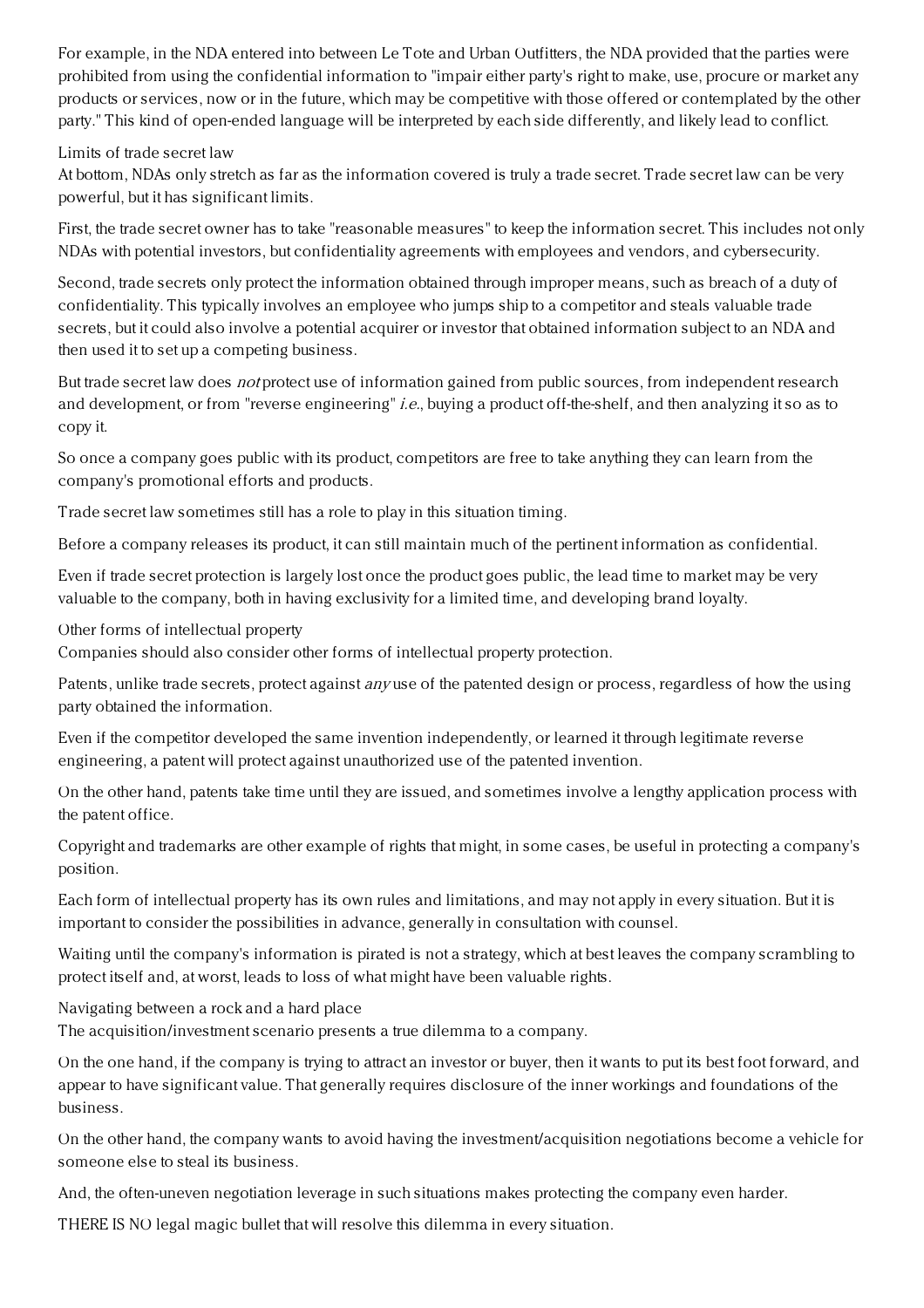For example, in the NDA entered into between Le Tote and Urban Outfitters, the NDA provided that the parties were prohibited from using the confidential information to "impair either party's right to make, use, procure or market any products or services, now or in the future, which may be competitive with those offered or contemplated by the other party." This kind of open-ended language will be interpreted by each side differently, and likely lead to conflict.

## Limits of trade secret law

At bottom, NDAs only stretch as far as the information covered is truly a trade secret. Trade secret law can be very powerful, but it has significant limits.

First, the trade secret owner has to take "reasonable measures" to keep the information secret. This includes not only NDAs with potential investors, but confidentiality agreements with employees and vendors, and cybersecurity.

Second, trade secrets only protect the information obtained through improper means, such as breach of a duty of confidentiality. This typically involves an employee who jumps ship to a competitor and steals valuable trade secrets, but it could also involve a potential acquirer or investor that obtained information subject to an NDA and then used it to set up a competing business.

But trade secret law does *not* protect use of information gained from public sources, from independent research and development, or from "reverse engineering" *i.e.*, buying a product off-the-shelf, and then analyzing it so as to copy it.

So once a company goes public with its product, competitors are free to take anything they can learn from the company's promotional efforts and products.

Trade secret law sometimes still has a role to play in this situation timing.

Before a company releases its product, it can still maintain much of the pertinent information as confidential.

Even if trade secret protection is largely lost once the product goes public, the lead time to market may be very valuable to the company, both in having exclusivity for a limited time, and developing brand loyalty.

## Other forms of intellectual property

Companies should also consider other forms of intellectual property protection.

Patents, unlike trade secrets, protect against *any* use of the patented design or process, regardless of how the using party obtained the information.

Even if the competitor developed the same invention independently, or learned it through legitimate reverse engineering, a patent will protect against unauthorized use of the patented invention.

On the other hand, patents take time until they are issued, and sometimes involve a lengthy application process with the patent office.

Copyright and trademarks are other example of rights that might, in some cases, be useful in protecting a company's position.

Each form of intellectual property has its own rules and limitations, and may not apply in every situation. But it is important to consider the possibilities in advance, generally in consultation with counsel.

Waiting until the company's information is pirated is not a strategy, which at best leaves the company scrambling to protect itself and, at worst, leads to loss of what might have been valuable rights.

## Navigating between a rock and a hard place

The acquisition/investment scenario presents a true dilemma to a company.

On the one hand, if the company is trying to attract an investor or buyer, then it wants to put its best foot forward, and appear to have significant value. That generally requires disclosure of the inner workings and foundations of the business.

On the other hand, the company wants to avoid having the investment/acquisition negotiations become a vehicle for someone else to steal its business.

And, the often-uneven negotiation leverage in such situations makes protecting the company even harder.

THERE IS NO legal magic bullet that will resolve this dilemma in every situation.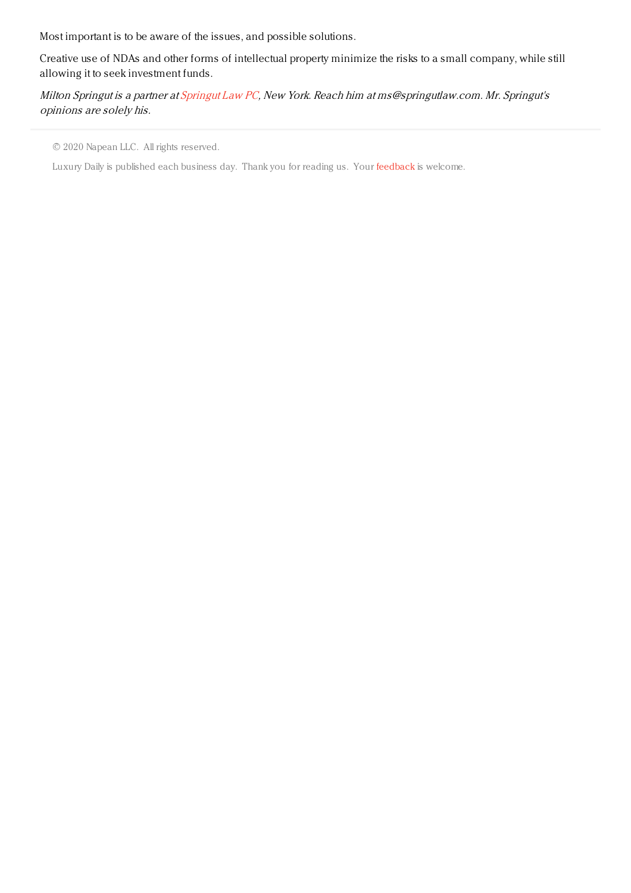Most important is to be aware of the issues, and possible solutions.

Creative use of NDAs and other forms of intellectual property minimize the risks to a small company, while still allowing it to seek investment funds.

*Milton Springut is a partner at Springut Law PC, New York. Reach him at ms@springutlaw.com. Mr. Springut's opinions are solely his.*

---

© 2020 Napean LLC. All rights reserved.

Luxury Daily is published each business day. Thank you for reading us. Your feedback is welcome.